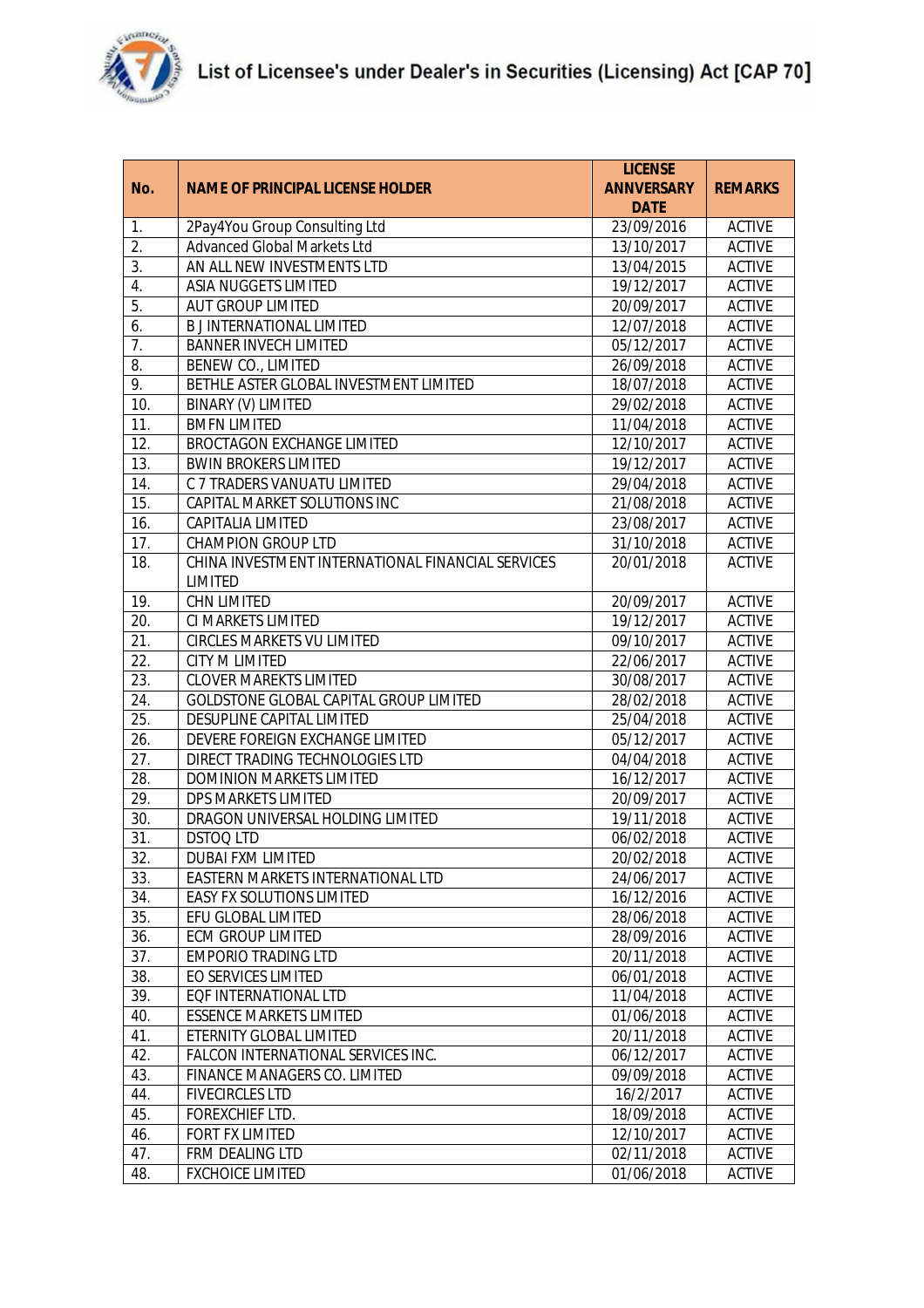# List of Licensee's under Dealer's in Securities (Licensing) Act [CAP 70]

| No. | NAME OF PRINCIPAL LICENSE HOLDER | LICENSE ANNVERSARY DATE | REMARKS |
|---|---|---|---|
| 1. | 2Pay4You Group Consulting Ltd | 23/09/2016 | ACTIVE |
| 2. | Advanced Global Markets Ltd | 13/10/2017 | ACTIVE |
| 3. | AN ALL NEW INVESTMENTS LTD | 13/04/2015 | ACTIVE |
| 4. | ASIA NUGGETS LIMITED | 19/12/2017 | ACTIVE |
| 5. | AUT GROUP LIMITED | 20/09/2017 | ACTIVE |
| 6. | B J INTERNATIONAL LIMITED | 12/07/2018 | ACTIVE |
| 7. | BANNER INVECH LIMITED | 05/12/2017 | ACTIVE |
| 8. | BENEW CO., LIMITED | 26/09/2018 | ACTIVE |
| 9. | BETHLE ASTER GLOBAL INVESTMENT LIMITED | 18/07/2018 | ACTIVE |
| 10. | BINARY (V) LIMITED | 29/02/2018 | ACTIVE |
| 11. | BMFN LIMITED | 11/04/2018 | ACTIVE |
| 12. | BROCTAGON EXCHANGE LIMITED | 12/10/2017 | ACTIVE |
| 13. | BWIN BROKERS LIMITED | 19/12/2017 | ACTIVE |
| 14. | C 7 TRADERS VANUATU LIMITED | 29/04/2018 | ACTIVE |
| 15. | CAPITAL MARKET SOLUTIONS INC | 21/08/2018 | ACTIVE |
| 16. | CAPITALIA LIMITED | 23/08/2017 | ACTIVE |
| 17. | CHAMPION GROUP LTD | 31/10/2018 | ACTIVE |
| 18. | CHINA INVESTMENT INTERNATIONAL FINANCIAL SERVICES LIMITED | 20/01/2018 | ACTIVE |
| 19. | CHN LIMITED | 20/09/2017 | ACTIVE |
| 20. | CI MARKETS LIMITED | 19/12/2017 | ACTIVE |
| 21. | CIRCLES MARKETS VU LIMITED | 09/10/2017 | ACTIVE |
| 22. | CITY M LIMITED | 22/06/2017 | ACTIVE |
| 23. | CLOVER MAREKTS LIMITED | 30/08/2017 | ACTIVE |
| 24. | GOLDSTONE GLOBAL CAPITAL GROUP LIMITED | 28/02/2018 | ACTIVE |
| 25. | DESUPLINE CAPITAL LIMITED | 25/04/2018 | ACTIVE |
| 26. | DEVERE FOREIGN EXCHANGE LIMITED | 05/12/2017 | ACTIVE |
| 27. | DIRECT TRADING TECHNOLOGIES LTD | 04/04/2018 | ACTIVE |
| 28. | DOMINION MARKETS LIMITED | 16/12/2017 | ACTIVE |
| 29. | DPS MARKETS LIMITED | 20/09/2017 | ACTIVE |
| 30. | DRAGON UNIVERSAL HOLDING LIMITED | 19/11/2018 | ACTIVE |
| 31. | DSTOQ LTD | 06/02/2018 | ACTIVE |
| 32. | DUBAI FXM LIMITED | 20/02/2018 | ACTIVE |
| 33. | EASTERN MARKETS INTERNATIONAL LTD | 24/06/2017 | ACTIVE |
| 34. | EASY FX SOLUTIONS LIMITED | 16/12/2016 | ACTIVE |
| 35. | EFU GLOBAL LIMITED | 28/06/2018 | ACTIVE |
| 36. | ECM GROUP LIMITED | 28/09/2016 | ACTIVE |
| 37. | EMPORIO TRADING LTD | 20/11/2018 | ACTIVE |
| 38. | EO SERVICES LIMITED | 06/01/2018 | ACTIVE |
| 39. | EQF INTERNATIONAL LTD | 11/04/2018 | ACTIVE |
| 40. | ESSENCE MARKETS LIMITED | 01/06/2018 | ACTIVE |
| 41. | ETERNITY GLOBAL LIMITED | 20/11/2018 | ACTIVE |
| 42. | FALCON INTERNATIONAL SERVICES INC. | 06/12/2017 | ACTIVE |
| 43. | FINANCE MANAGERS CO. LIMITED | 09/09/2018 | ACTIVE |
| 44. | FIVECIRCLES LTD | 16/2/2017 | ACTIVE |
| 45. | FOREXCHIEF LTD. | 18/09/2018 | ACTIVE |
| 46. | FORT FX LIMITED | 12/10/2017 | ACTIVE |
| 47. | FRM DEALING LTD | 02/11/2018 | ACTIVE |
| 48. | FXCHOICE LIMITED | 01/06/2018 | ACTIVE |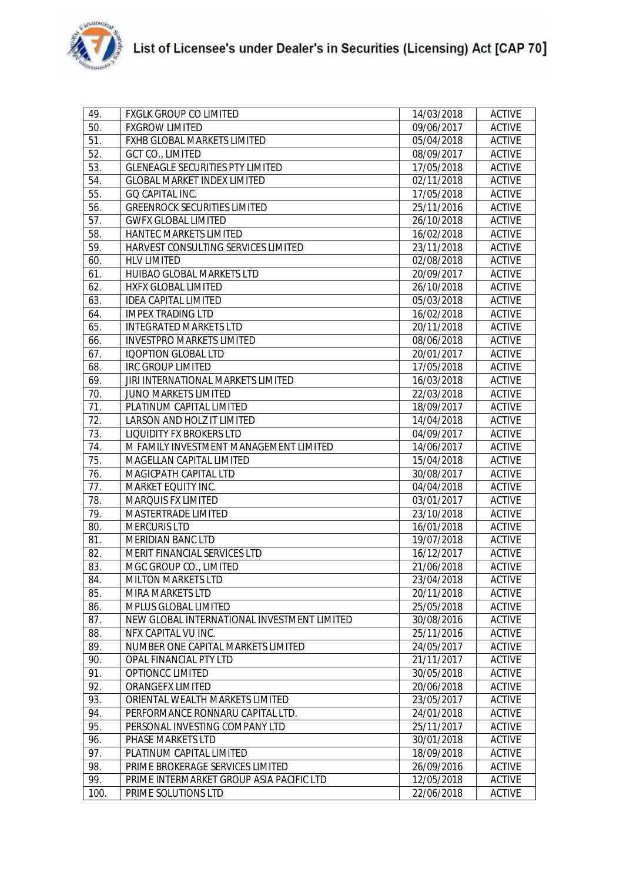# List of Licensee's under Dealer's in Securities (Licensing) Act [CAP 70]

| | | | |
|---|---|---|---|
| 49. | FXGLK GROUP CO LIMITED | 14/03/2018 | ACTIVE |
| 50. | FXGROW LIMITED | 09/06/2017 | ACTIVE |
| 51. | FXHB GLOBAL MARKETS LIMITED | 05/04/2018 | ACTIVE |
| 52. | GCT CO., LIMITED | 08/09/2017 | ACTIVE |
| 53. | GLENEAGLE SECURITIES PTY LIMITED | 17/05/2018 | ACTIVE |
| 54. | GLOBAL MARKET INDEX LIMITED | 02/11/2018 | ACTIVE |
| 55. | GQ CAPITAL INC. | 17/05/2018 | ACTIVE |
| 56. | GREENROCK SECURITIES LIMITED | 25/11/2016 | ACTIVE |
| 57. | GWFX GLOBAL LIMITED | 26/10/2018 | ACTIVE |
| 58. | HANTEC MARKETS LIMITED | 16/02/2018 | ACTIVE |
| 59. | HARVEST CONSULTING SERVICES LIMITED | 23/11/2018 | ACTIVE |
| 60. | HLV LIMITED | 02/08/2018 | ACTIVE |
| 61. | HUIBAO GLOBAL MARKETS LTD | 20/09/2017 | ACTIVE |
| 62. | HXFX GLOBAL LIMITED | 26/10/2018 | ACTIVE |
| 63. | IDEA CAPITAL LIMITED | 05/03/2018 | ACTIVE |
| 64. | IMPEX TRADING LTD | 16/02/2018 | ACTIVE |
| 65. | INTEGRATED MARKETS LTD | 20/11/2018 | ACTIVE |
| 66. | INVESTPRO MARKETS LIMITED | 08/06/2018 | ACTIVE |
| 67. | IQOPTION GLOBAL LTD | 20/01/2017 | ACTIVE |
| 68. | IRC GROUP LIMITED | 17/05/2018 | ACTIVE |
| 69. | JIRI INTERNATIONAL MARKETS LIMITED | 16/03/2018 | ACTIVE |
| 70. | JUNO MARKETS LIMITED | 22/03/2018 | ACTIVE |
| 71. | PLATINUM CAPITAL LIMITED | 18/09/2017 | ACTIVE |
| 72. | LARSON AND HOLZ IT LIMITED | 14/04/2018 | ACTIVE |
| 73. | LIQUIDITY FX BROKERS LTD | 04/09/2017 | ACTIVE |
| 74. | M FAMILY INVESTMENT MANAGEMENT LIMITED | 14/06/2017 | ACTIVE |
| 75. | MAGELLAN CAPITAL LIMITED | 15/04/2018 | ACTIVE |
| 76. | MAGICPATH CAPITAL LTD | 30/08/2017 | ACTIVE |
| 77. | MARKET EQUITY INC. | 04/04/2018 | ACTIVE |
| 78. | MARQUIS FX LIMITED | 03/01/2017 | ACTIVE |
| 79. | MASTERTRADE LIMITED | 23/10/2018 | ACTIVE |
| 80. | MERCURIS LTD | 16/01/2018 | ACTIVE |
| 81. | MERIDIAN BANC LTD | 19/07/2018 | ACTIVE |
| 82. | MERIT FINANCIAL SERVICES LTD | 16/12/2017 | ACTIVE |
| 83. | MGC GROUP CO., LIMITED | 21/06/2018 | ACTIVE |
| 84. | MILTON MARKETS LTD | 23/04/2018 | ACTIVE |
| 85. | MIRA MARKETS LTD | 20/11/2018 | ACTIVE |
| 86. | MPLUS GLOBAL LIMITED | 25/05/2018 | ACTIVE |
| 87. | NEW GLOBAL INTERNATIONAL INVESTMENT LIMITED | 30/08/2016 | ACTIVE |
| 88. | NFX CAPITAL VU INC. | 25/11/2016 | ACTIVE |
| 89. | NUMBER ONE CAPITAL MARKETS LIMITED | 24/05/2017 | ACTIVE |
| 90. | OPAL FINANCIAL PTY LTD | 21/11/2017 | ACTIVE |
| 91. | OPTIONCC LIMITED | 30/05/2018 | ACTIVE |
| 92. | ORANGEFX LIMITED | 20/06/2018 | ACTIVE |
| 93. | ORIENTAL WEALTH MARKETS LIMITED | 23/05/2017 | ACTIVE |
| 94. | PERFORMANCE RONNARU CAPITAL LTD. | 24/01/2018 | ACTIVE |
| 95. | PERSONAL INVESTING COMPANY LTD | 25/11/2017 | ACTIVE |
| 96. | PHASE MARKETS LTD | 30/01/2018 | ACTIVE |
| 97. | PLATINUM CAPITAL LIMITED | 18/09/2018 | ACTIVE |
| 98. | PRIME BROKERAGE SERVICES LIMITED | 26/09/2016 | ACTIVE |
| 99. | PRIME INTERMARKET GROUP ASIA PACIFIC LTD | 12/05/2018 | ACTIVE |
| 100. | PRIME SOLUTIONS LTD | 22/06/2018 | ACTIVE |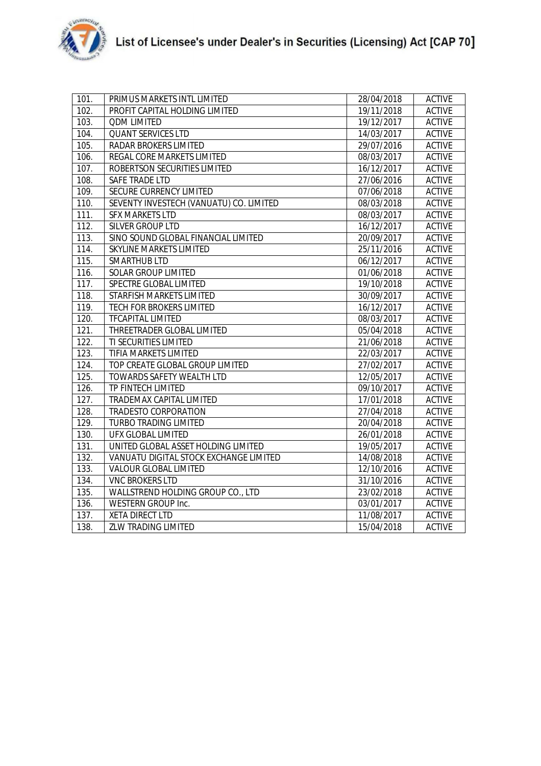| | | | |
|---|---|---|---|
| 101. | PRIMUS MARKETS INTL LIMITED | 28/04/2018 | ACTIVE |
| 102. | PROFIT CAPITAL HOLDING LIMITED | 19/11/2018 | ACTIVE |
| 103. | QDM LIMITED | 19/12/2017 | ACTIVE |
| 104. | QUANT SERVICES LTD | 14/03/2017 | ACTIVE |
| 105. | RADAR BROKERS LIMITED | 29/07/2016 | ACTIVE |
| 106. | REGAL CORE MARKETS LIMITED | 08/03/2017 | ACTIVE |
| 107. | ROBERTSON SECURITIES LIMITED | 16/12/2017 | ACTIVE |
| 108. | SAFE TRADE LTD | 27/06/2016 | ACTIVE |
| 109. | SECURE CURRENCY LIMITED | 07/06/2018 | ACTIVE |
| 110. | SEVENTY INVESTECH (VANUATU) CO. LIMITED | 08/03/2018 | ACTIVE |
| 111. | SFX MARKETS LTD | 08/03/2017 | ACTIVE |
| 112. | SILVER GROUP LTD | 16/12/2017 | ACTIVE |
| 113. | SINO SOUND GLOBAL FINANCIAL LIMITED | 20/09/2017 | ACTIVE |
| 114. | SKYLINE MARKETS LIMITED | 25/11/2016 | ACTIVE |
| 115. | SMARTHUB LTD | 06/12/2017 | ACTIVE |
| 116. | SOLAR GROUP LIMITED | 01/06/2018 | ACTIVE |
| 117. | SPECTRE GLOBAL LIMITED | 19/10/2018 | ACTIVE |
| 118. | STARFISH MARKETS LIMITED | 30/09/2017 | ACTIVE |
| 119. | TECH FOR BROKERS LIMITED | 16/12/2017 | ACTIVE |
| 120. | TFCAPITAL LIMITED | 08/03/2017 | ACTIVE |
| 121. | THREETRADER GLOBAL LIMITED | 05/04/2018 | ACTIVE |
| 122. | TI SECURITIES LIMITED | 21/06/2018 | ACTIVE |
| 123. | TIFIA MARKETS LIMITED | 22/03/2017 | ACTIVE |
| 124. | TOP CREATE GLOBAL GROUP LIMITED | 27/02/2017 | ACTIVE |
| 125. | TOWARDS SAFETY WEALTH LTD | 12/05/2017 | ACTIVE |
| 126. | TP FINTECH LIMITED | 09/10/2017 | ACTIVE |
| 127. | TRADEMAX CAPITAL LIMITED | 17/01/2018 | ACTIVE |
| 128. | TRADESTO CORPORATION | 27/04/2018 | ACTIVE |
| 129. | TURBO TRADING LIMITED | 20/04/2018 | ACTIVE |
| 130. | UFX GLOBAL LIMITED | 26/01/2018 | ACTIVE |
| 131. | UNITED GLOBAL ASSET HOLDING LIMITED | 19/05/2017 | ACTIVE |
| 132. | VANUATU DIGITAL STOCK EXCHANGE LIMITED | 14/08/2018 | ACTIVE |
| 133. | VALOUR GLOBAL LIMITED | 12/10/2016 | ACTIVE |
| 134. | VNC BROKERS LTD | 31/10/2016 | ACTIVE |
| 135. | WALLSTREND HOLDING GROUP CO., LTD | 23/02/2018 | ACTIVE |
| 136. | WESTERN GROUP Inc. | 03/01/2017 | ACTIVE |
| 137. | XETA DIRECT LTD | 11/08/2017 | ACTIVE |
| 138. | ZLW TRADING LIMITED | 15/04/2018 | ACTIVE |